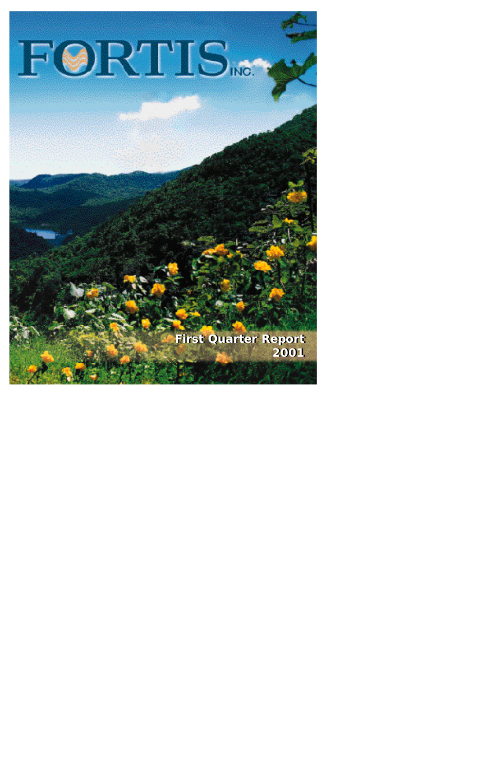# FORTIS INC.

First Quarter Report 2001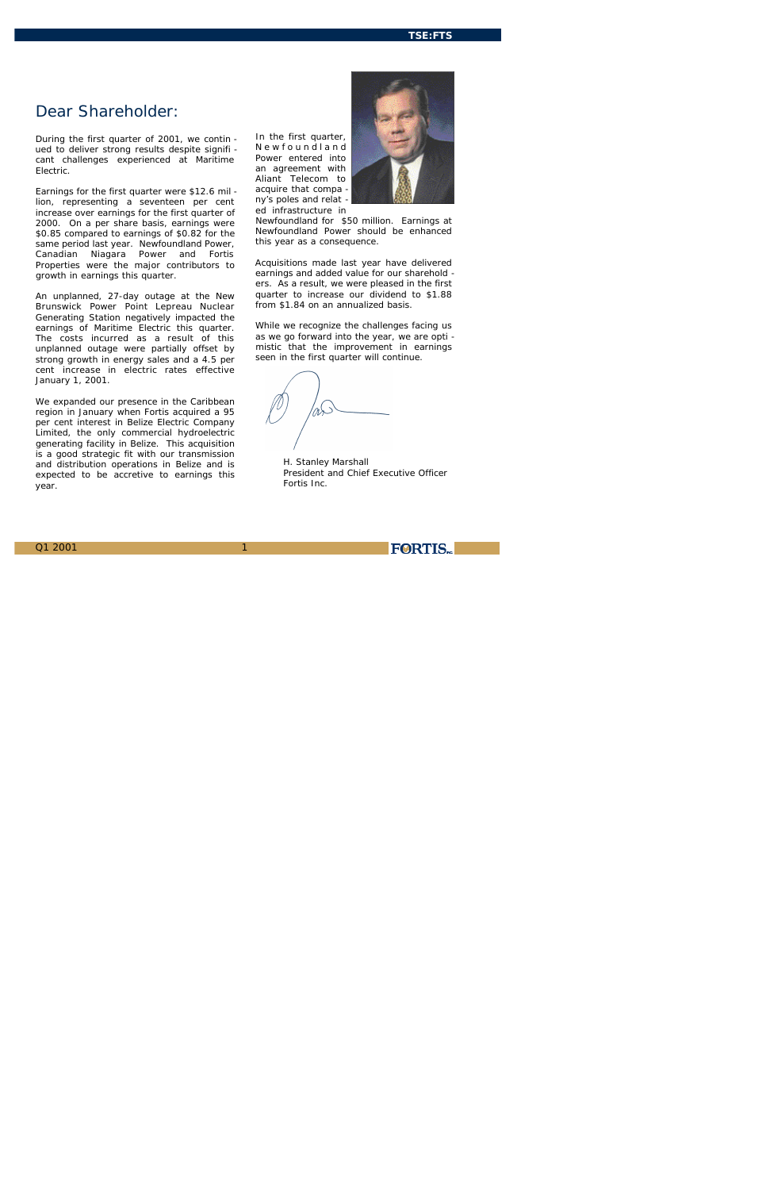# Dear Shareholder:

During the first quarter of 2001, we continued to deliver strong results despite significant challenges experienced at Maritime Electric.

Earnings for the first quarter were $12.6 million, representing a seventeen per cent increase over earnings for the first quarter of 2000. On a per share basis, earnings were $0.85 compared to earnings of $0.82 for the same period last year. Newfoundland Power, Canadian Niagara Power and Fortis Properties were the major contributors to growth in earnings this quarter.

An unplanned, 27-day outage at the New Brunswick Power Point Lepreau Nuclear Generating Station negatively impacted the earnings of Maritime Electric this quarter. The costs incurred as a result of this unplanned outage were partially offset by strong growth in energy sales and a 4.5 per cent increase in electric rates effective January 1, 2001.

We expanded our presence in the Caribbean region in January when Fortis acquired a 95 per cent interest in Belize Electric Company Limited, the only commercial hydroelectric generating facility in Belize. This acquisition is a good strategic fit with our transmission and distribution operations in Belize and is expected to be accretive to earnings this year.

In the first quarter, Newfoundland Power entered into an agreement with Aliant Telecom to acquire that company's poles and related infrastructure in Newfoundland for $50 million. Earnings at Newfoundland Power should be enhanced this year as a consequence.

Acquisitions made last year have delivered earnings and added value for our shareholders. As a result, we were pleased in the first quarter to increase our dividend to $1.88 from $1.84 on an annualized basis.

While we recognize the challenges facing us as we go forward into the year, we are optimistic that the improvement in earnings seen in the first quarter will continue.

H. Stanley Marshall
President and Chief Executive Officer
Fortis Inc.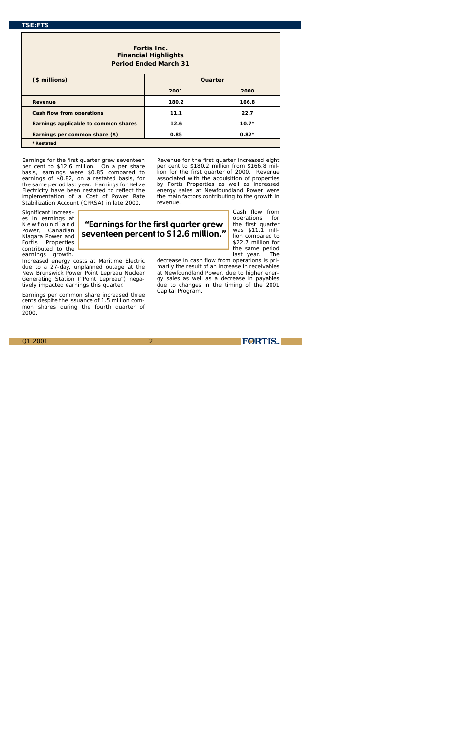**Fortis Inc.**
**Financial Highlights**
**Period Ended March 31**

| ($ millions) | Quarter | |
|---|---|---|
| | 2001 | 2000 |
| Revenue | 180.2 | 166.8 |
| Cash flow from operations | 11.1 | 22.7 |
| Earnings applicable to common shares | 12.6 | 10.7* |
| Earnings per common share ($) | 0.85 | 0.82* |

*Restated

Earnings for the first quarter grew seventeen per cent to $12.6 million. On a per share basis, earnings were $0.85 compared to earnings of $0.82, on a restated basis, for the same period last year. Earnings for Belize Electricity have been restated to reflect the implementation of a Cost of Power Rate Stabilization Account (CPRSA) in late 2000.

Significant increases in earnings at Newfoundland Power, Canadian Niagara Power and Fortis Properties contributed to the earnings growth.

> **"Earnings for the first quarter grew seventeen percent to $12.6 million."**

Increased energy costs at Maritime Electric due to a 27-day, unplanned outage at the New Brunswick Power Point Lepreau Nuclear Generating Station ("Point Lepreau") negatively impacted earnings this quarter.

Earnings per common share increased three cents despite the issuance of 1.5 million common shares during the fourth quarter of 2000.

Revenue for the first quarter increased eight per cent to $180.2 million from $166.8 million for the first quarter of 2000. Revenue associated with the acquisition of properties by Fortis Properties as well as increased energy sales at Newfoundland Power were the main factors contributing to the growth in revenue.

Cash flow from operations for the first quarter was $11.1 million compared to $22.7 million for the same period last year. The decrease in cash flow from operations is primarily the result of an increase in receivables at Newfoundland Power, due to higher energy sales as well as a decrease in payables due to changes in the timing of the 2001 Capital Program.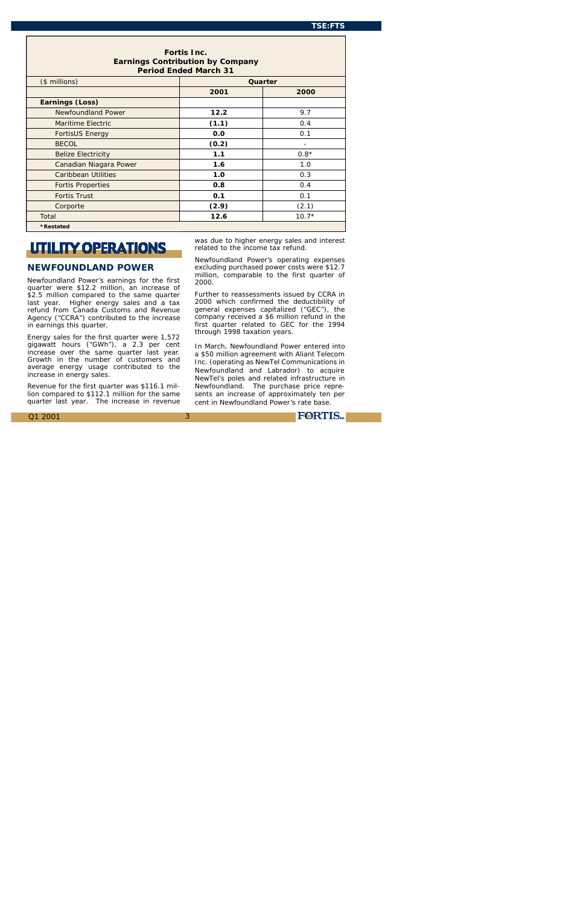| Fortis Inc.<br>Earnings Contribution by Company<br>Period Ended March 31 | | |
|---|---|---|
| ($ millions) | Quarter | |
| | **2001** | **2000** |
| **Earnings (Loss)** | | |
| Newfoundland Power | **12.2** | 9.7 |
| Maritime Electric | **(1.1)** | 0.4 |
| FortisUS Energy | **0.0** | 0.1 |
| BECOL | **(0.2)** | - |
| Belize Electricity | **1.1** | 0.8* |
| Canadian Niagara Power | **1.6** | 1.0 |
| Caribbean Utilities | **1.0** | 0.3 |
| Fortis Properties | **0.8** | 0.4 |
| Fortis Trust | **0.1** | 0.1 |
| Corporte | **(2.9)** | (2.1) |
| Total | **12.6** | 10.7* |

***Restated**

# UTILITY OPERATIONS

## NEWFOUNDLAND POWER

Newfoundland Power's earnings for the first quarter were $12.2 million, an increase of $2.5 million compared to the same quarter last year. Higher energy sales and a tax refund from Canada Customs and Revenue Agency ("CCRA") contributed to the increase in earnings this quarter.

Energy sales for the first quarter were 1,572 gigawatt hours ("GWh"), a 2.3 per cent increase over the same quarter last year. Growth in the number of customers and average energy usage contributed to the increase in energy sales.

Revenue for the first quarter was $116.1 million compared to $112.1 million for the same quarter last year. The increase in revenue was due to higher energy sales and interest related to the income tax refund.

Newfoundland Power's operating expenses excluding purchased power costs were $12.7 million, comparable to the first quarter of 2000.

Further to reassessments issued by CCRA in 2000 which confirmed the deductibility of general expenses capitalized ("GEC"), the company received a $6 million refund in the first quarter related to GEC for the 1994 through 1998 taxation years.

In March, Newfoundland Power entered into a $50 million agreement with Aliant Telecom Inc. (operating as NewTel Communications in Newfoundland and Labrador) to acquire NewTel's poles and related infrastructure in Newfoundland. The purchase price represents an increase of approximately ten per cent in Newfoundland Power's rate base.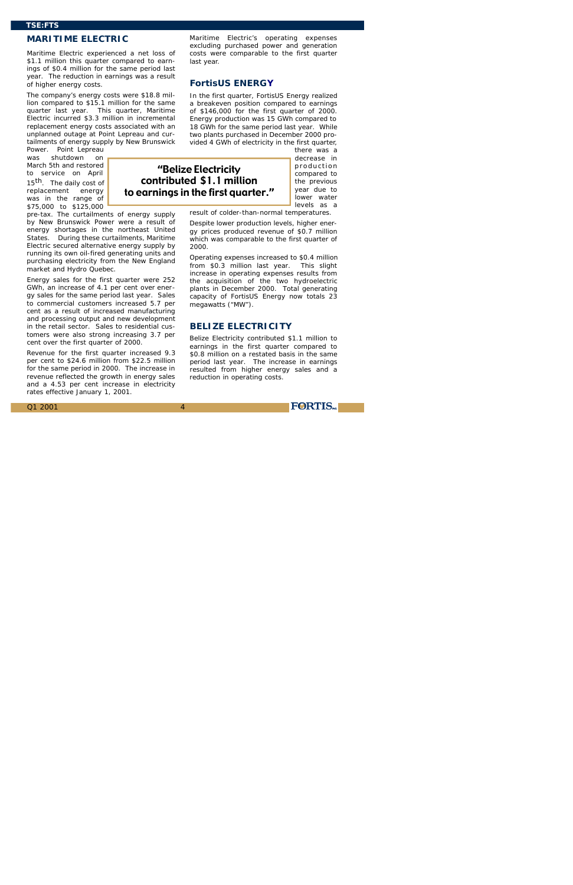## MARITIME ELECTRIC

Maritime Electric experienced a net loss of $1.1 million this quarter compared to earnings of $0.4 million for the same period last year. The reduction in earnings was a result of higher energy costs.

The company's energy costs were $18.8 million compared to $15.1 million for the same quarter last year. This quarter, Maritime Electric incurred $3.3 million in incremental replacement energy costs associated with an unplanned outage at Point Lepreau and curtailments of energy supply by New Brunswick Power. Point Lepreau was shutdown on March 5th and restored to service on April 15th. The daily cost of replacement energy was in the range of $75,000 to $125,000 pre-tax. The curtailments of energy supply by New Brunswick Power were a result of energy shortages in the northeast United States. During these curtailments, Maritime Electric secured alternative energy supply by running its own oil-fired generating units and purchasing electricity from the New England market and Hydro Quebec.

Energy sales for the first quarter were 252 GWh, an increase of 4.1 per cent over energy sales for the same period last year. Sales to commercial customers increased 5.7 per cent as a result of increased manufacturing and processing output and new development in the retail sector. Sales to residential customers were also strong increasing 3.7 per cent over the first quarter of 2000.

Revenue for the first quarter increased 9.3 per cent to $24.6 million from $22.5 million for the same period in 2000. The increase in revenue reflected the growth in energy sales and a 4.53 per cent increase in electricity rates effective January 1, 2001.

Maritime Electric's operating expenses excluding purchased power and generation costs were comparable to the first quarter last year.

## FortisUS ENERGY

In the first quarter, FortisUS Energy realized a breakeven position compared to earnings of $146,000 for the first quarter of 2000. Energy production was 15 GWh compared to 18 GWh for the same period last year. While two plants purchased in December 2000 provided 4 GWh of electricity in the first quarter, there was a decrease in production compared to the previous year due to lower water levels as a result of colder-than-normal temperatures.

Despite lower production levels, higher energy prices produced revenue of $0.7 million which was comparable to the first quarter of 2000.

Operating expenses increased to $0.4 million from $0.3 million last year. This slight increase in operating expenses results from the acquisition of the two hydroelectric plants in December 2000. Total generating capacity of FortisUS Energy now totals 23 megawatts ("MW").

## BELIZE ELECTRICITY

Belize Electricity contributed $1.1 million to earnings in the first quarter compared to $0.8 million on a restated basis in the same period last year. The increase in earnings resulted from higher energy sales and a reduction in operating costs.

> **"Belize Electricity contributed $1.1 million to earnings in the first quarter."**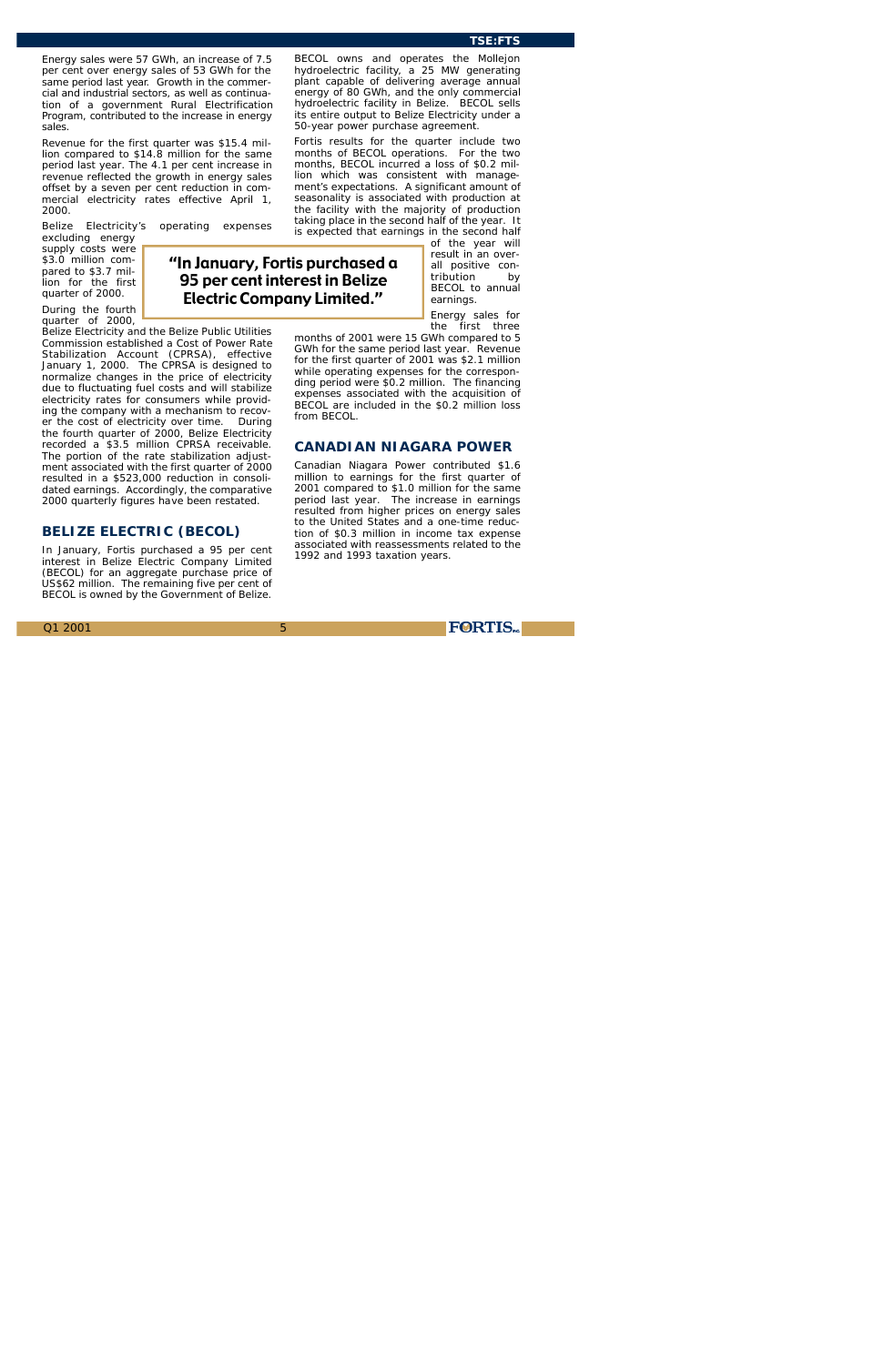Energy sales were 57 GWh, an increase of 7.5 per cent over energy sales of 53 GWh for the same period last year. Growth in the commercial and industrial sectors, as well as continuation of a government Rural Electrification Program, contributed to the increase in energy sales.

Revenue for the first quarter was $15.4 million compared to $14.8 million for the same period last year. The 4.1 per cent increase in revenue reflected the growth in energy sales offset by a seven per cent reduction in commercial electricity rates effective April 1, 2000.

Belize Electricity's operating expenses excluding energy supply costs were $3.0 million compared to $3.7 million for the first quarter of 2000.

During the fourth quarter of 2000, Belize Electricity and the Belize Public Utilities Commission established a Cost of Power Rate Stabilization Account (CPRSA), effective January 1, 2000. The CPRSA is designed to normalize changes in the price of electricity due to fluctuating fuel costs and will stabilize electricity rates for consumers while providing the company with a mechanism to recover the cost of electricity over time. During the fourth quarter of 2000, Belize Electricity recorded a $3.5 million CPRSA receivable. The portion of the rate stabilization adjustment associated with the first quarter of 2000 resulted in a $523,000 reduction in consolidated earnings. Accordingly, the comparative 2000 quarterly figures have been restated.

## BELIZE ELECTRIC (BECOL)

In January, Fortis purchased a 95 per cent interest in Belize Electric Company Limited (BECOL) for an aggregate purchase price of US$62 million. The remaining five per cent of BECOL is owned by the Government of Belize.

BECOL owns and operates the Mollejon hydroelectric facility, a 25 MW generating plant capable of delivering average annual energy of 80 GWh, and the only commercial hydroelectric facility in Belize. BECOL sells its entire output to Belize Electricity under a 50-year power purchase agreement.

Fortis results for the quarter include two months of BECOL operations. For the two months, BECOL incurred a loss of $0.2 million which was consistent with management's expectations. A significant amount of seasonality is associated with production at the facility with the majority of production taking place in the second half of the year. It is expected that earnings in the second half of the year will result in an overall positive contribution by BECOL to annual earnings.

> **"In January, Fortis purchased a 95 per cent interest in Belize Electric Company Limited."**

Energy sales for the first three months of 2001 were 15 GWh compared to 5 GWh for the same period last year. Revenue for the first quarter of 2001 was $2.1 million while operating expenses for the corresponding period were $0.2 million. The financing expenses associated with the acquisition of BECOL are included in the $0.2 million loss from BECOL.

## CANADIAN NIAGARA POWER

Canadian Niagara Power contributed $1.6 million to earnings for the first quarter of 2001 compared to $1.0 million for the same period last year. The increase in earnings resulted from higher prices on energy sales to the United States and a one-time reduction of $0.3 million in income tax expense associated with reassessments related to the 1992 and 1993 taxation years.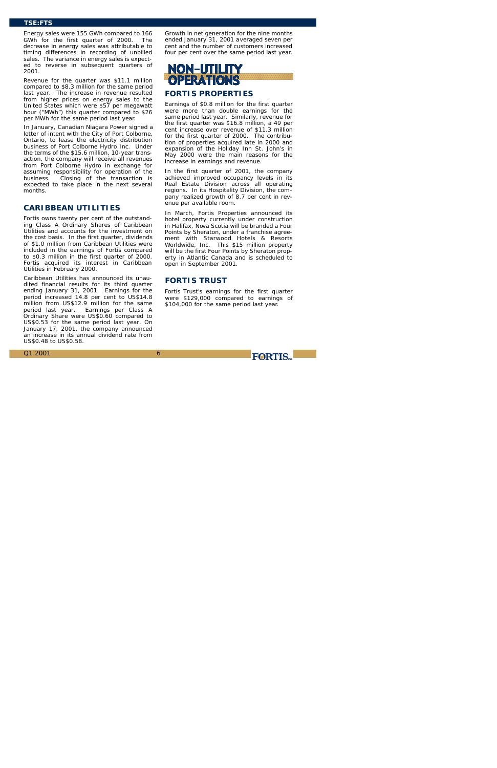Energy sales were 155 GWh compared to 166 GWh for the first quarter of 2000. The decrease in energy sales was attributable to timing differences in recording of unbilled sales. The variance in energy sales is expected to reverse in subsequent quarters of 2001.

Revenue for the quarter was $11.1 million compared to $8.3 million for the same period last year. The increase in revenue resulted from higher prices on energy sales to the United States which were $57 per megawatt hour ("MWh") this quarter compared to $26 per MWh for the same period last year.

In January, Canadian Niagara Power signed a letter of intent with the City of Port Colborne, Ontario, to lease the electricity distribution business of Port Colborne Hydro Inc. Under the terms of the $15.6 million, 10-year transaction, the company will receive all revenues from Port Colborne Hydro in exchange for assuming responsibility for operation of the business. Closing of the transaction is expected to take place in the next several months.

## CARIBBEAN UTILITIES

Fortis owns twenty per cent of the outstanding Class A Ordinary Shares of Caribbean Utilities and accounts for the investment on the cost basis. In the first quarter, dividends of $1.0 million from Caribbean Utilities were included in the earnings of Fortis compared to $0.3 million in the first quarter of 2000. Fortis acquired its interest in Caribbean Utilities in February 2000.

Caribbean Utilities has announced its unaudited financial results for its third quarter ending January 31, 2001. Earnings for the period increased 14.8 per cent to US$14.8 million from US$12.9 million for the same period last year. Earnings per Class A Ordinary Share were US$0.60 compared to US$0.53 for the same period last year. On January 17, 2001, the company announced an increase in its annual dividend rate from US$0.48 to US$0.58.

Growth in net generation for the nine months ended January 31, 2001 averaged seven per cent and the number of customers increased four per cent over the same period last year.

# NON-UTILITY OPERATIONS

## FORTIS PROPERTIES

Earnings of $0.8 million for the first quarter were more than double earnings for the same period last year. Similarly, revenue for the first quarter was $16.8 million, a 49 per cent increase over revenue of $11.3 million for the first quarter of 2000. The contribution of properties acquired late in 2000 and expansion of the Holiday Inn St. John's in May 2000 were the main reasons for the increase in earnings and revenue.

In the first quarter of 2001, the company achieved improved occupancy levels in its Real Estate Division across all operating regions. In its Hospitality Division, the company realized growth of 8.7 per cent in revenue per available room.

In March, Fortis Properties announced its hotel property currently under construction in Halifax, Nova Scotia will be branded a Four Points by Sheraton, under a franchise agreement with Starwood Hotels & Resorts Worldwide, Inc. This $15 million property will be the first Four Points by Sheraton property in Atlantic Canada and is scheduled to open in September 2001.

## FORTIS TRUST

Fortis Trust's earnings for the first quarter were $129,000 compared to earnings of $104,000 for the same period last year.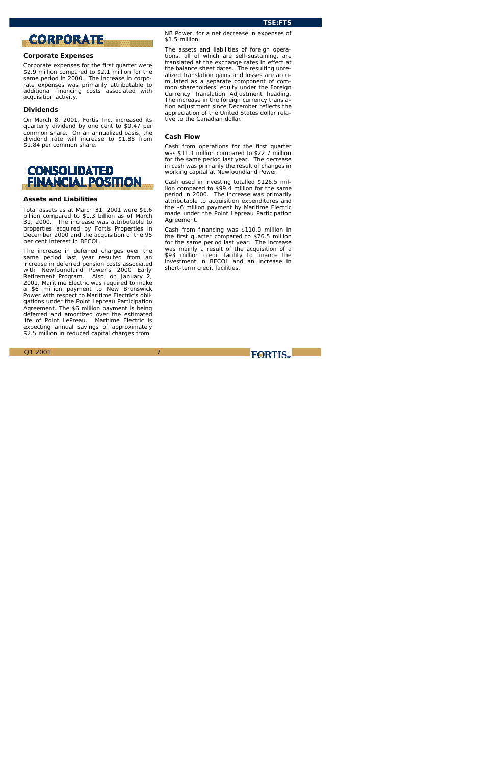# CORPORATE

### Corporate Expenses

Corporate expenses for the first quarter were $2.9 million compared to $2.1 million for the same period in 2000. The increase in corporate expenses was primarily attributable to additional financing costs associated with acquisition activity.

### Dividends

On March 8, 2001, Fortis Inc. increased its quarterly dividend by one cent to $0.47 per common share. On an annualized basis, the dividend rate will increase to $1.88 from $1.84 per common share.

# CONSOLIDATED FINANCIAL POSITION

### Assets and Liabilities

Total assets as at March 31, 2001 were $1.6 billion compared to $1.3 billion as of March 31, 2000. The increase was attributable to properties acquired by Fortis Properties in December 2000 and the acquisition of the 95 per cent interest in BECOL.

The increase in deferred charges over the same period last year resulted from an increase in deferred pension costs associated with Newfoundland Power's 2000 Early Retirement Program. Also, on January 2, 2001, Maritime Electric was required to make a $6 million payment to New Brunswick Power with respect to Maritime Electric's obligations under the Point Lepreau Participation Agreement. The $6 million payment is being deferred and amortized over the estimated life of Point LePreau. Maritime Electric is expecting annual savings of approximately $2.5 million in reduced capital charges from NB Power, for a net decrease in expenses of $1.5 million.

The assets and liabilities of foreign operations, all of which are self-sustaining, are translated at the exchange rates in effect at the balance sheet dates. The resulting unrealized translation gains and losses are accumulated as a separate component of common shareholders' equity under the Foreign Currency Translation Adjustment heading. The increase in the foreign currency translation adjustment since December reflects the appreciation of the United States dollar relative to the Canadian dollar.

### Cash Flow

Cash from operations for the first quarter was $11.1 million compared to $22.7 million for the same period last year. The decrease in cash was primarily the result of changes in working capital at Newfoundland Power.

Cash used in investing totalled $126.5 million compared to $99.4 million for the same period in 2000. The increase was primarily attributable to acquisition expenditures and the $6 million payment by Maritime Electric made under the Point Lepreau Participation Agreement.

Cash from financing was $110.0 million in the first quarter compared to $76.5 million for the same period last year. The increase was mainly a result of the acquisition of a $93 million credit facility to finance the investment in BECOL and an increase in short-term credit facilities.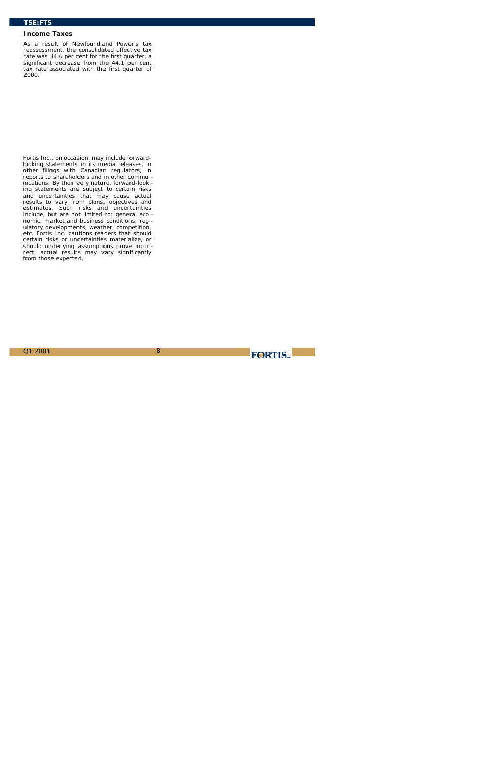### Income Taxes

As a result of Newfoundland Power's tax reassessment, the consolidated effective tax rate was 34.6 per cent for the first quarter, a significant decrease from the 44.1 per cent tax rate associated with the first quarter of 2000.

Fortis Inc., on occasion, may include forward-looking statements in its media releases, in other filings with Canadian regulators, in reports to shareholders and in other communications. By their very nature, forward-looking statements are subject to certain risks and uncertainties that may cause actual results to vary from plans, objectives and estimates. Such risks and uncertainties include, but are not limited to: general economic, market and business conditions; regulatory developments, weather, competition, etc. Fortis Inc. cautions readers that should certain risks or uncertainties materialize, or should underlying assumptions prove incorrect, actual results may vary significantly from those expected.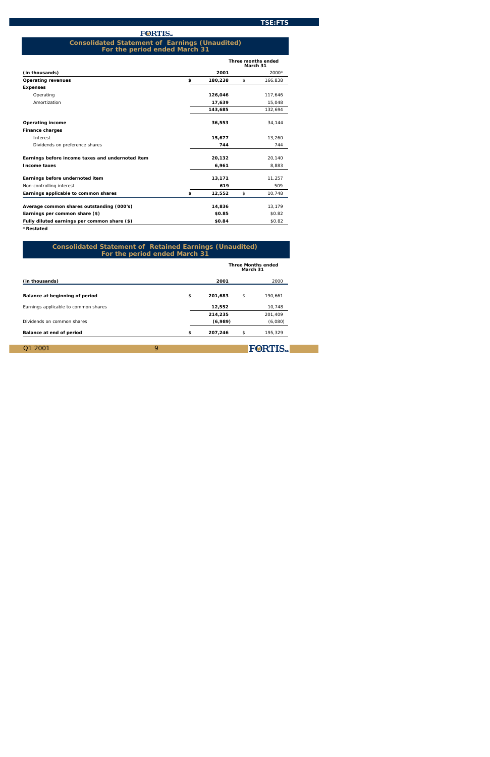## Consolidated Statement of Earnings (Unaudited)
## For the period ended March 31

| (in thousands) | Three months ended March 31 2001 | 2000* |
|---|---|---|
| **Operating revenues** | **$ 180,238** | $ 166,838 |
| **Expenses** | | |
| Operating | **126,046** | 117,646 |
| Amortization | **17,639** | 15,048 |
| | **143,685** | 132,694 |
| **Operating income** | **36,553** | 34,144 |
| **Finance charges** | | |
| Interest | **15,677** | 13,260 |
| Dividends on preference shares | **744** | 744 |
| **Earnings before income taxes and undernoted item** | **20,132** | 20,140 |
| **Income taxes** | **6,961** | 8,883 |
| **Earnings before undernoted item** | **13,171** | 11,257 |
| Non-controlling interest | **619** | 509 |
| **Earnings applicable to common shares** | **$ 12,552** | $ 10,748 |
| **Average common shares outstanding (000's)** | **14,836** | 13,179 |
| **Earnings per common share ($)** | **$0.85** | $0.82 |
| **Fully diluted earnings per common share ($)** | **$0.84** | $0.82 |

**\* Restated**

## Consolidated Statement of Retained Earnings (Unaudited)
## For the period ended March 31

| (in thousands) | Three Months ended March 31 2001 | 2000 |
|---|---|---|
| **Balance at beginning of period** | **$ 201,683** | $ 190,661 |
| Earnings applicable to common shares | **12,552** | 10,748 |
| | **214,235** | 201,409 |
| Dividends on common shares | **(6,989)** | (6,080) |
| **Balance at end of period** | **$ 207,246** | $ 195,329 |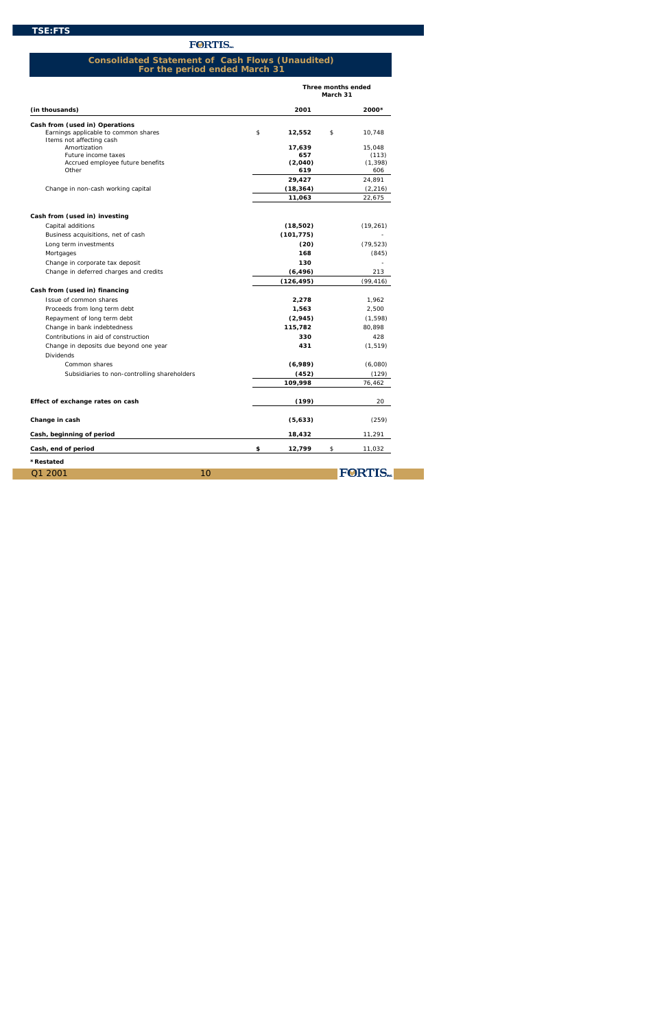## Consolidated Statement of Cash Flows (Unaudited)
## For the period ended March 31

| (in thousands) | Three months ended March 31 2001 | 2000* |
|---|---|---|
| **Cash from (used in) Operations** | | |
| Earnings applicable to common shares | $ **12,552** | $ 10,748 |
| Items not affecting cash | | |
| Amortization | **17,639** | 15,048 |
| Future income taxes | **657** | (113) |
| Accrued employee future benefits | **(2,040)** | (1,398) |
| Other | **619** | 606 |
| | **29,427** | 24,891 |
| Change in non-cash working capital | **(18,364)** | (2,216) |
| | **11,063** | 22,675 |
| **Cash from (used in) investing** | | |
| Capital additions | **(18,502)** | (19,261) |
| Business acquisitions, net of cash | **(101,775)** | - |
| Long term investments | **(20)** | (79,523) |
| Mortgages | **168** | (845) |
| Change in corporate tax deposit | **130** | - |
| Change in deferred charges and credits | **(6,496)** | 213 |
| | **(126,495)** | (99,416) |
| **Cash from (used in) financing** | | |
| Issue of common shares | **2,278** | 1,962 |
| Proceeds from long term debt | **1,563** | 2,500 |
| Repayment of long term debt | **(2,945)** | (1,598) |
| Change in bank indebtedness | **115,782** | 80,898 |
| Contributions in aid of construction | **330** | 428 |
| Change in deposits due beyond one year | **431** | (1,519) |
| Dividends | | |
| Common shares | **(6,989)** | (6,080) |
| Subsidiaries to non-controlling shareholders | **(452)** | (129) |
| | **109,998** | 76,462 |
| **Effect of exchange rates on cash** | **(199)** | 20 |
| **Change in cash** | **(5,633)** | (259) |
| **Cash, beginning of period** | **18,432** | 11,291 |
| **Cash, end of period** | **$ 12,799** | $ 11,032 |

**\* Restated**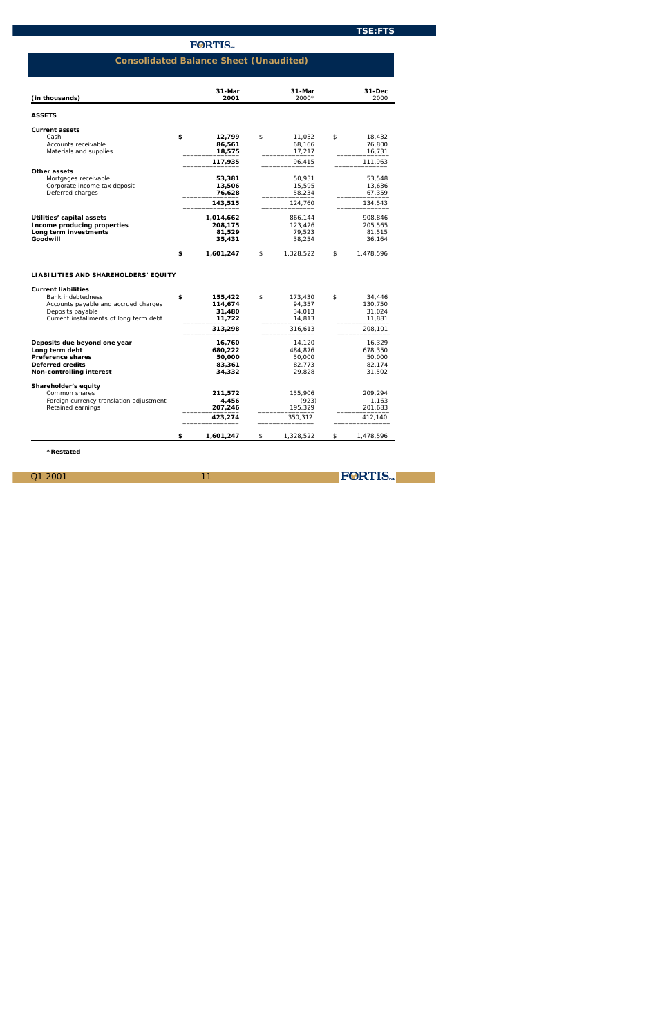# Consolidated Balance Sheet (Unaudited)

| (in thousands) | 31-Mar 2001 | 31-Mar 2000* | 31-Dec 2000 |
|---|---|---|---|
| **ASSETS** | | | |
| **Current assets** | | | |
| Cash | **$ 12,799** | $ 11,032 | $ 18,432 |
| Accounts receivable | **86,561** | 68,166 | 76,800 |
| Materials and supplies | **18,575** | 17,217 | 16,731 |
| | **117,935** | 96,415 | 111,963 |
| **Other assets** | | | |
| Mortgages receivable | **53,381** | 50,931 | 53,548 |
| Corporate income tax deposit | **13,506** | 15,595 | 13,636 |
| Deferred charges | **76,628** | 58,234 | 67,359 |
| | **143,515** | 124,760 | 134,543 |
| **Utilities' capital assets** | **1,014,662** | 866,144 | 908,846 |
| **Income producing properties** | **208,175** | 123,426 | 205,565 |
| **Long term investments** | **81,529** | 79,523 | 81,515 |
| **Goodwill** | **35,431** | 38,254 | 36,164 |
| | **$ 1,601,247** | $ 1,328,522 | $ 1,478,596 |
| **LIABILITIES AND SHAREHOLDERS' EQUITY** | | | |
| **Current liabilities** | | | |
| Bank indebtedness | **$ 155,422** | $ 173,430 | $ 34,446 |
| Accounts payable and accrued charges | **114,674** | 94,357 | 130,750 |
| Deposits payable | **31,480** | 34,013 | 31,024 |
| Current installments of long term debt | **11,722** | 14,813 | 11,881 |
| | **313,298** | 316,613 | 208,101 |
| **Deposits due beyond one year** | **16,760** | 14,120 | 16,329 |
| **Long term debt** | **680,222** | 484,876 | 678,350 |
| **Preference shares** | **50,000** | 50,000 | 50,000 |
| **Deferred credits** | **83,361** | 82,773 | 82,174 |
| **Non-controlling interest** | **34,332** | 29,828 | 31,502 |
| **Shareholder's equity** | | | |
| Common shares | **211,572** | 155,906 | 209,294 |
| Foreign currency translation adjustment | **4,456** | (923) | 1,163 |
| Retained earnings | **207,246** | 195,329 | 201,683 |
| | **423,274** | 350,312 | 412,140 |
| | **$ 1,601,247** | $ 1,328,522 | $ 1,478,596 |

**\*Restated**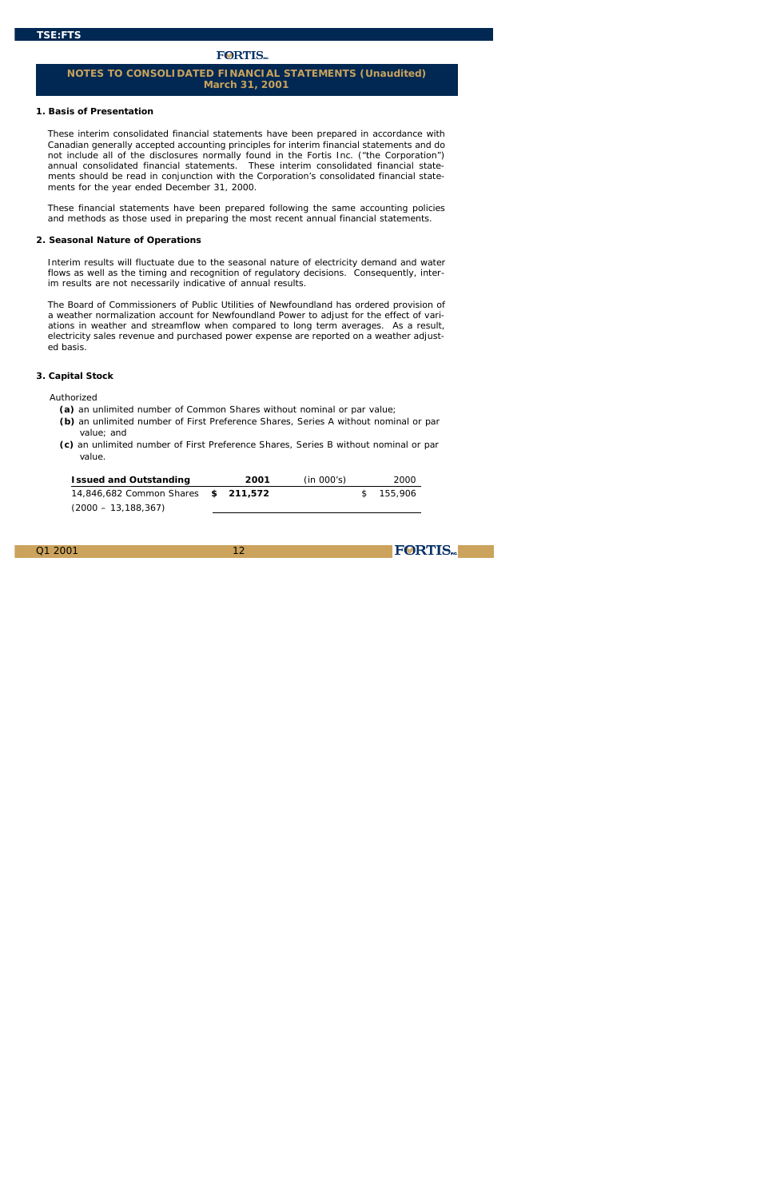# NOTES TO CONSOLIDATED FINANCIAL STATEMENTS (Unaudited)
## March 31, 2001

### 1. Basis of Presentation

These interim consolidated financial statements have been prepared in accordance with Canadian generally accepted accounting principles for interim financial statements and do not include all of the disclosures normally found in the Fortis Inc. ("the Corporation") annual consolidated financial statements. These interim consolidated financial statements should be read in conjunction with the Corporation's consolidated financial statements for the year ended December 31, 2000.

These financial statements have been prepared following the same accounting policies and methods as those used in preparing the most recent annual financial statements.

### 2. Seasonal Nature of Operations

Interim results will fluctuate due to the seasonal nature of electricity demand and water flows as well as the timing and recognition of regulatory decisions. Consequently, interim results are not necessarily indicative of annual results.

The Board of Commissioners of Public Utilities of Newfoundland has ordered provision of a weather normalization account for Newfoundland Power to adjust for the effect of variations in weather and streamflow when compared to long term averages. As a result, electricity sales revenue and purchased power expense are reported on a weather adjusted basis.

### 3. Capital Stock

Authorized

- **(a)** an unlimited number of Common Shares without nominal or par value;
- **(b)** an unlimited number of First Preference Shares, Series A without nominal or par value; and
- **(c)** an unlimited number of First Preference Shares, Series B without nominal or par value.

| **Issued and Outstanding** | **2001** | (in 000's) | 2000 |
|---|---|---|---|
| 14,846,682 Common Shares<br>(2000 – 13,188,367) | **$ 211,572** | | $ 155,906 |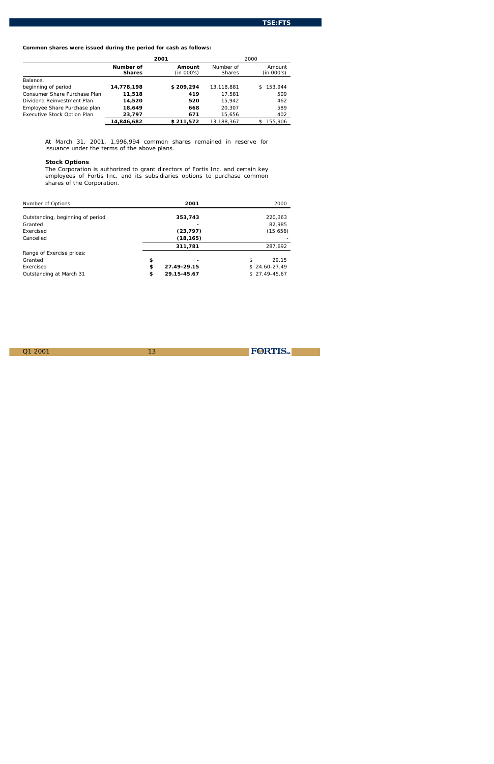**Common shares were issued during the period for cash as follows:**

| | 2001 | | 2000 | |
|---|---|---|---|---|
| | **Number of Shares** | **Amount (in 000's)** | Number of Shares | Amount (in 000's) |
| Balance, beginning of period | **14,778,198** | **$ 209,294** | 13,118,881 | $ 153,944 |
| Consumer Share Purchase Plan | **11,518** | **419** | 17,581 | 509 |
| Dividend Reinvestment Plan | **14,520** | **520** | 15,942 | 462 |
| Employee Share Purchase plan | **18,649** | **668** | 20,307 | 589 |
| Executive Stock Option Plan | **23,797** | **671** | 15,656 | 402 |
| | **14,846,682** | **$ 211,572** | 13,188,367 | $ 155,906 |

At March 31, 2001, 1,996,994 common shares remained in reserve for issuance under the terms of the above plans.

**Stock Options**

The Corporation is authorized to grant directors of Fortis Inc. and certain key employees of Fortis Inc. and its subsidiaries options to purchase common shares of the Corporation.

| Number of Options: | 2001 | 2000 |
|---|---|---|
| Outstanding, beginning of period | **353,743** | 220,363 |
| Granted | **-** | 82,985 |
| Exercised | **(23,797)** | (15,656) |
| Cancelled | **(18,165)** | - |
| | **311,781** | 287,692 |
| Range of Exercise prices: | | |
| Granted | **$ -** | $ 29.15 |
| Exercised | **$ 27.49-29.15** | $ 24.60-27.49 |
| Outstanding at March 31 | **$ 29.15-45.67** | $ 27.49-45.67 |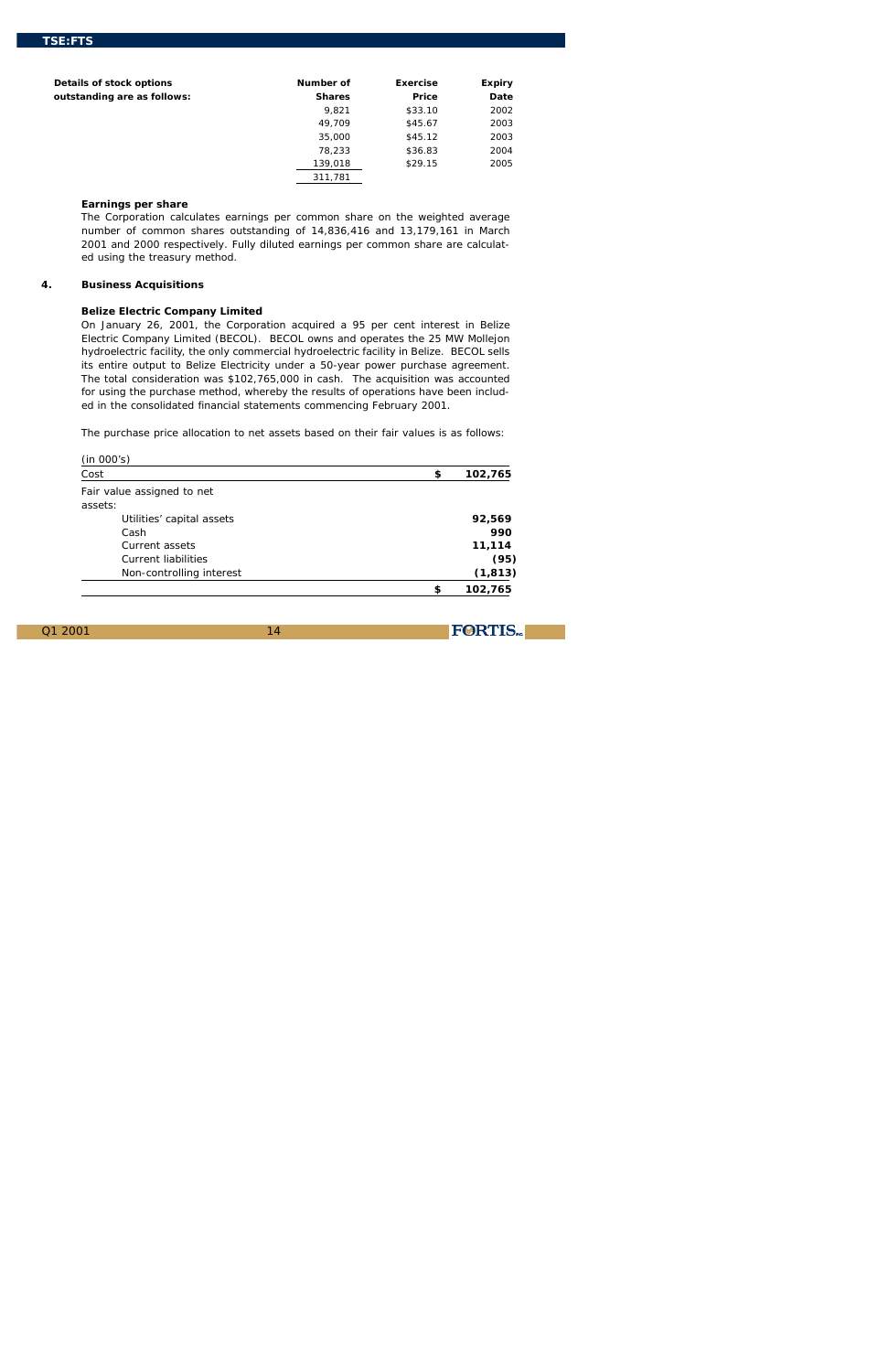| Details of stock options outstanding are as follows: | Number of Shares | Exercise Price | Expiry Date |
|---|---|---|---|
| | 9,821 | $33.10 | 2002 |
| | 49,709 | $45.67 | 2003 |
| | 35,000 | $45.12 | 2003 |
| | 78,233 | $36.83 | 2004 |
| | 139,018 | $29.15 | 2005 |
| | 311,781 | | |

**Earnings per share**

The Corporation calculates earnings per common share on the weighted average number of common shares outstanding of 14,836,416 and 13,179,161 in March 2001 and 2000 respectively. Fully diluted earnings per common share are calculated using the treasury method.

## 4. Business Acquisitions

**Belize Electric Company Limited**

On January 26, 2001, the Corporation acquired a 95 per cent interest in Belize Electric Company Limited (BECOL). BECOL owns and operates the 25 MW Mollejon hydroelectric facility, the only commercial hydroelectric facility in Belize. BECOL sells its entire output to Belize Electricity under a 50-year power purchase agreement. The total consideration was $102,765,000 in cash. The acquisition was accounted for using the purchase method, whereby the results of operations have been included in the consolidated financial statements commencing February 2001.

The purchase price allocation to net assets based on their fair values is as follows:

| (in 000's) | |
|---|---|
| Cost | **$ 102,765** |
| Fair value assigned to net assets: | |
| Utilities' capital assets | **92,569** |
| Cash | **990** |
| Current assets | **11,114** |
| Current liabilities | **(95)** |
| Non-controlling interest | **(1,813)** |
| | **$ 102,765** |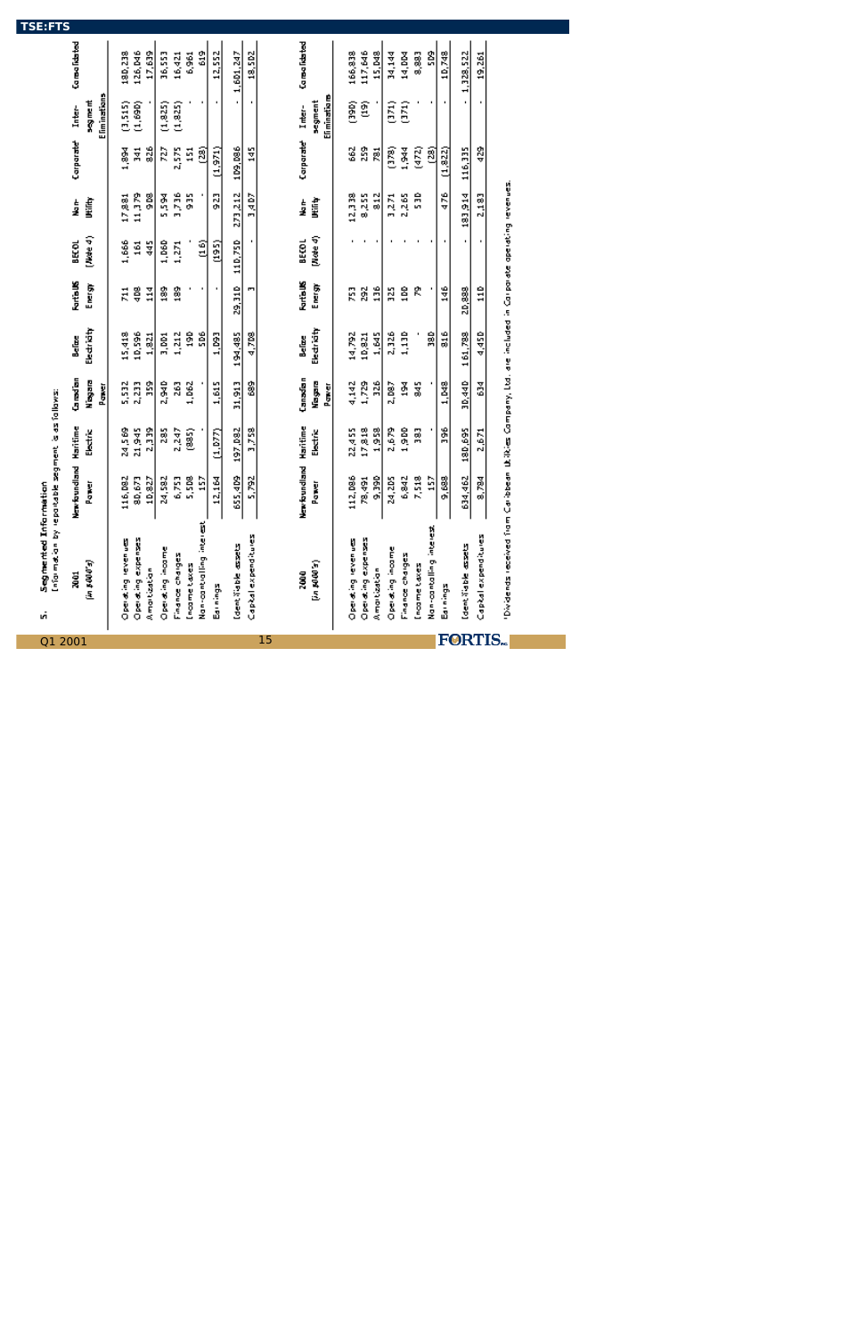## 5. Segmented Information

Information by reportable segment is as follows:

| 2001 (in $000's) | Newfoundland Power | Maritime Electric | Canadian Niagara Power | Belize Electricity | FortisUS Energy | BECOL (Note 4) | Non-Utility | Corporate[1] | Inter-segment Eliminations | Consolidated |
|---|---|---|---|---|---|---|---|---|---|---|
| Operating revenues | 116,082 | 24,569 | 5,532 | 15,418 | 711 | 1,666 | 17,881 | 1,894 | (3,515) | 180,238 |
| Operating expenses | 80,673 | 21,945 | 2,233 | 10,596 | 408 | 161 | 11,379 | 341 | (1,690) | 126,046 |
| Amortization | 10,827 | 2,339 | 359 | 1,821 | 114 | 445 | 908 | 826 | - | 17,639 |
| Operating income | 24,582 | 285 | 2,940 | 3,001 | 189 | 1,060 | 5,594 | 727 | (1,825) | 36,553 |
| Finance charges | 6,753 | 2,247 | 263 | 1,212 | 189 | 1,271 | 3,736 | 2,575 | (1,825) | 16,421 |
| Income taxes | 5,508 | (885) | 1,062 | 190 | - | - | 935 | 151 | - | 6,961 |
| Non-controlling interest | 157 | - | - | 506 | - | (16) | - | (28) | - | 619 |
| Earnings | 12,164 | (1,077) | 1,615 | 1,093 | - | (195) | 923 | (1,971) | - | 12,552 |
| Identifiable assets | 655,409 | 197,082 | 31,913 | 194,485 | 29,310 | 110,750 | 273,212 | 109,086 | - | 1,601,247 |
| Capital expenditures | 5,792 | 3,758 | 689 | 4,708 | 3 | - | 3,407 | 145 | - | 18,502 |

| 2000 (in $000's) | Newfoundland Power | Maritime Electric | Canadian Niagara Power | Belize Electricity | FortisUS Energy | BECOL (Note 4) | Non-Utility | Corporate[1] | Inter-segment Eliminations | Consolidated |
|---|---|---|---|---|---|---|---|---|---|---|
| Operating revenues | 112,086 | 22,455 | 4,142 | 14,792 | 753 | - | 12,338 | 662 | (390) | 166,838 |
| Operating expenses | 78,491 | 17,818 | 1,729 | 10,821 | 292 | - | 8,255 | 259 | (19) | 117,646 |
| Amortization | 9,390 | 1,958 | 326 | 1,645 | 136 | - | 812 | 781 | - | 15,048 |
| Operating income | 24,205 | 2,679 | 2,087 | 2,326 | 325 | - | 3,271 | (378) | (371) | 34,144 |
| Finance charges | 6,842 | 1,900 | 194 | 1,130 | 100 | - | 2,265 | 1,944 | (371) | 14,004 |
| Income taxes | 7,518 | 383 | 845 | - | 79 | - | 530 | (472) | - | 8,883 |
| Non-controlling interest | 157 | - | - | 380 | - | - | - | (28) | - | 509 |
| Earnings | 9,688 | 396 | 1,048 | 816 | 146 | - | 476 | (1,822) | - | 10,748 |
| Identifiable assets | 634,462 | 180,695 | 30,440 | 161,788 | 20,888 | - | 183,914 | 116,335 | - | 1,328,522 |
| Capital expenditures | 8,784 | 2,671 | 634 | 4,450 | 110 | - | 2,183 | 429 | - | 19,261 |

[1]Dividends received from Caribbean Utilities Company, Ltd. are included in Corporate operating revenues.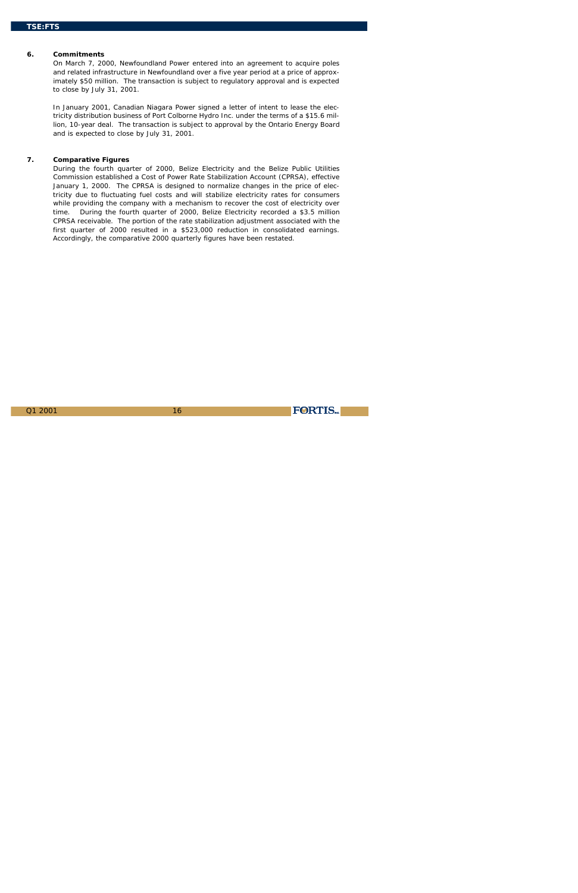**6. Commitments**

On March 7, 2000, Newfoundland Power entered into an agreement to acquire poles and related infrastructure in Newfoundland over a five year period at a price of approximately $50 million. The transaction is subject to regulatory approval and is expected to close by July 31, 2001.

In January 2001, Canadian Niagara Power signed a letter of intent to lease the electricity distribution business of Port Colborne Hydro Inc. under the terms of a $15.6 million, 10-year deal. The transaction is subject to approval by the Ontario Energy Board and is expected to close by July 31, 2001.

**7. Comparative Figures**

During the fourth quarter of 2000, Belize Electricity and the Belize Public Utilities Commission established a Cost of Power Rate Stabilization Account (CPRSA), effective January 1, 2000. The CPRSA is designed to normalize changes in the price of electricity due to fluctuating fuel costs and will stabilize electricity rates for consumers while providing the company with a mechanism to recover the cost of electricity over time. During the fourth quarter of 2000, Belize Electricity recorded a $3.5 million CPRSA receivable. The portion of the rate stabilization adjustment associated with the first quarter of 2000 resulted in a $523,000 reduction in consolidated earnings. Accordingly, the comparative 2000 quarterly figures have been restated.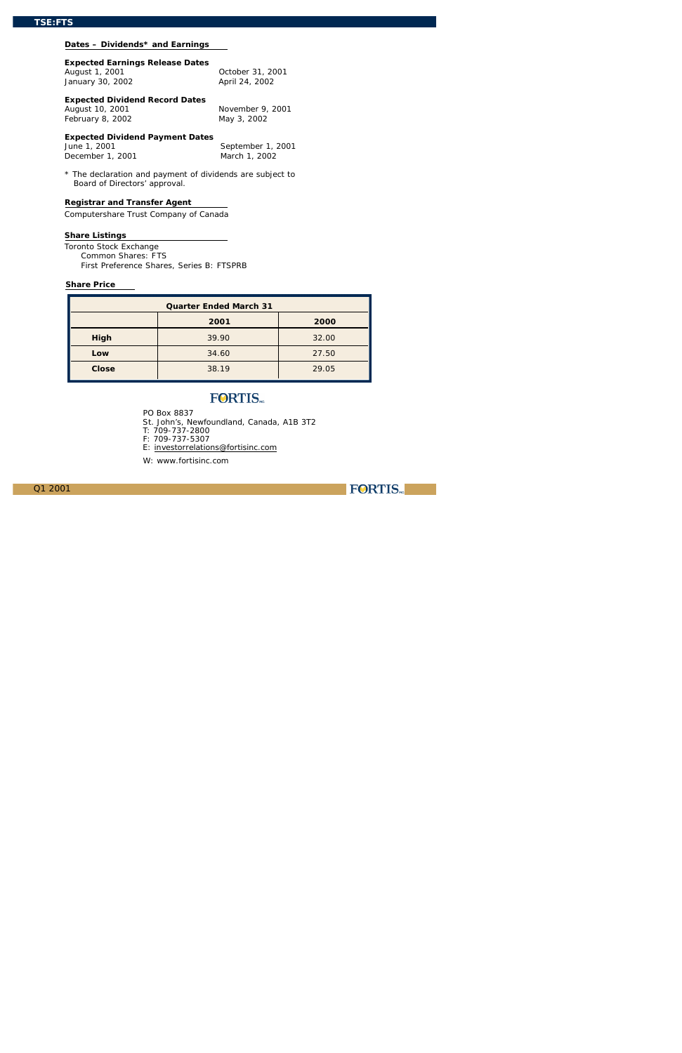## Dates – Dividends* and Earnings

**Expected Earnings Release Dates**

August 1, 2001
October 31, 2001
January 30, 2002
April 24, 2002

**Expected Dividend Record Dates**

August 10, 2001
November 9, 2001
February 8, 2002
May 3, 2002

**Expected Dividend Payment Dates**

June 1, 2001
September 1, 2001
December 1, 2001
March 1, 2002

* The declaration and payment of dividends are subject to Board of Directors' approval.

## Registrar and Transfer Agent

Computershare Trust Company of Canada

## Share Listings

Toronto Stock Exchange
Common Shares: FTS
First Preference Shares, Series B: FTSPRB

## Share Price

| Quarter Ended March 31 | | |
|---|---|---|
| | **2001** | **2000** |
| **High** | 39.90 | 32.00 |
| **Low** | 34.60 | 27.50 |
| **Close** | 38.19 | 29.05 |

FORTIS INC.

PO Box 8837
St. John's, Newfoundland, Canada, A1B 3T2
T: 709-737-2800
F: 709-737-5307
E: investorrelations@fortisinc.com

W: www.fortisinc.com